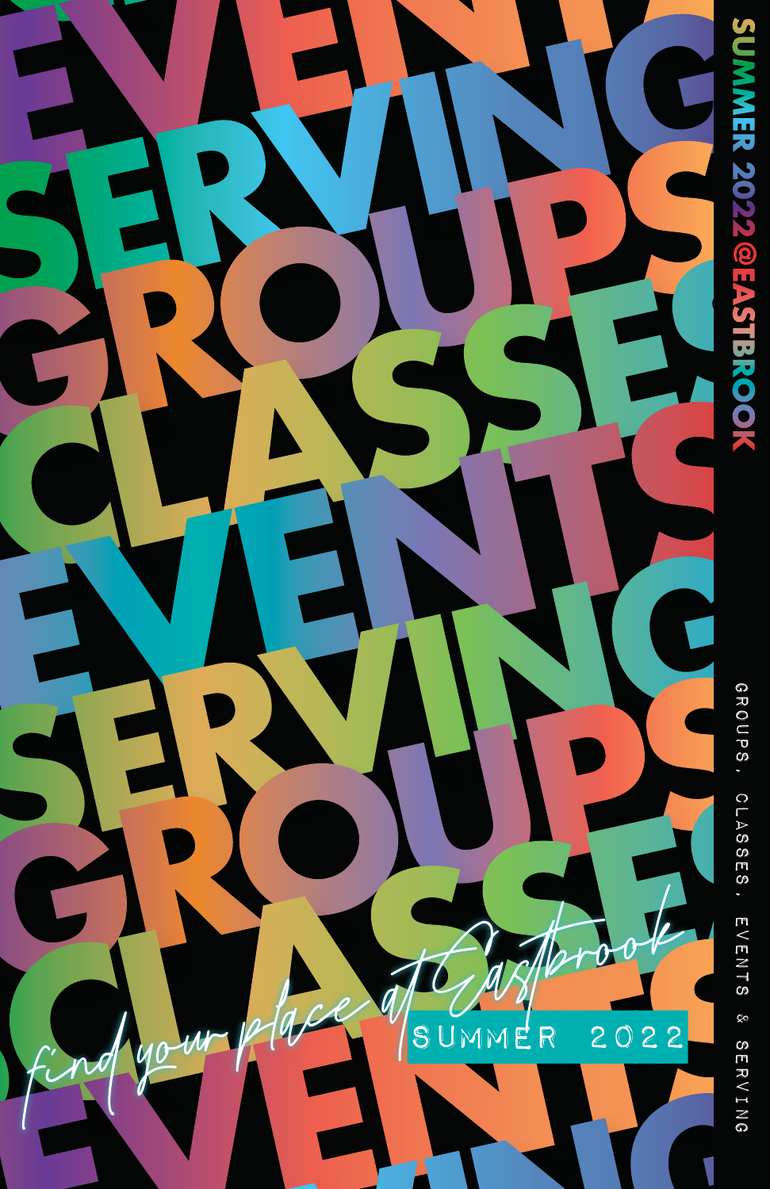# SUMMER 2022@EASTBROOK

GROUPS, CLASSES, EVENTS & SERVING

EVENTS SERVING GROUPS CLASSES EVENTS SERVING GROUPS CLASSES EVENTS

*find your place at Eastbrook*

SUMMER 2022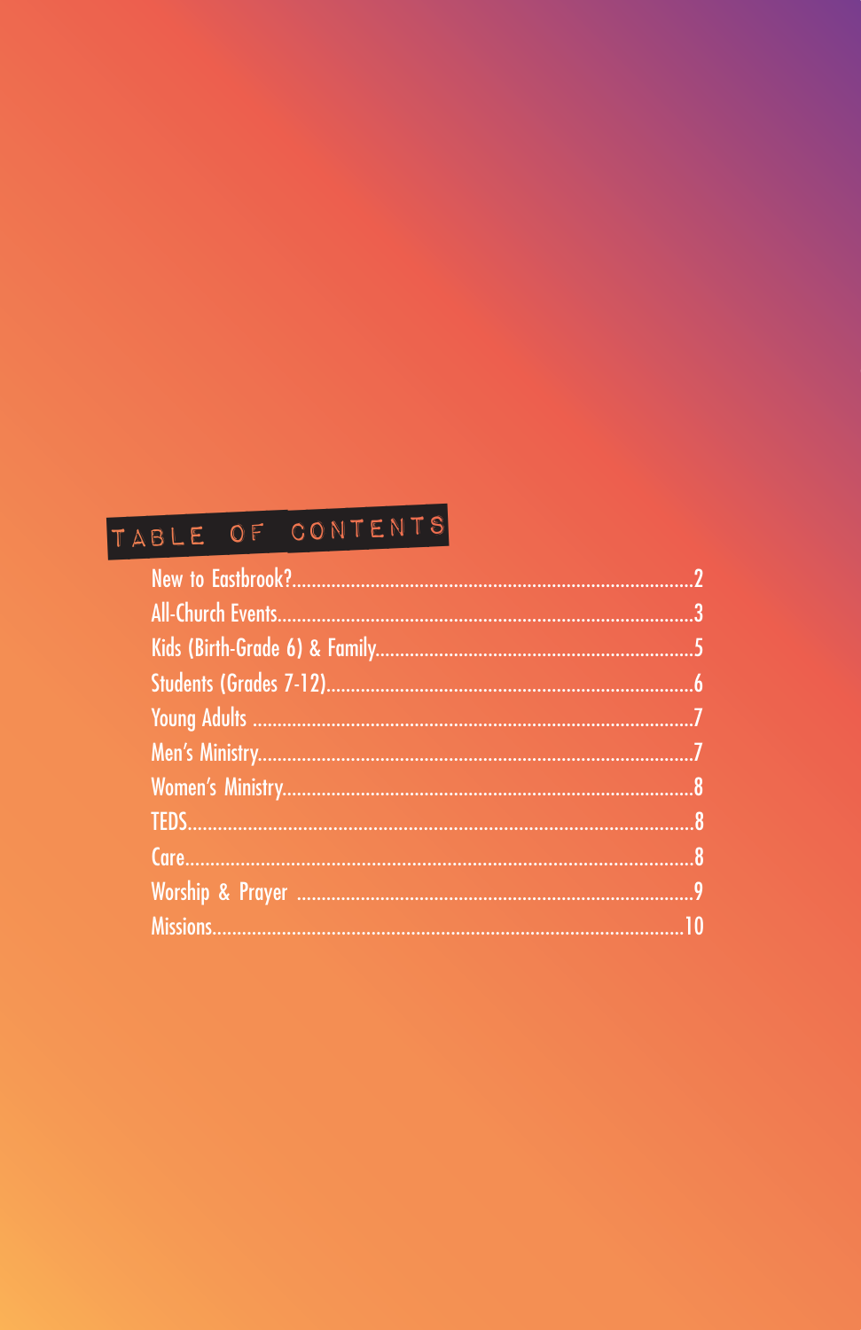# TABLE OF CONTENTS

New to Eastbrook?...2
All-Church Events...3
Kids (Birth-Grade 6) & Family...5
Students (Grades 7-12)...6
Young Adults...7
Men's Ministry...7
Women's Ministry...8
TEDS...8
Care...8
Worship & Prayer...9
Missions...10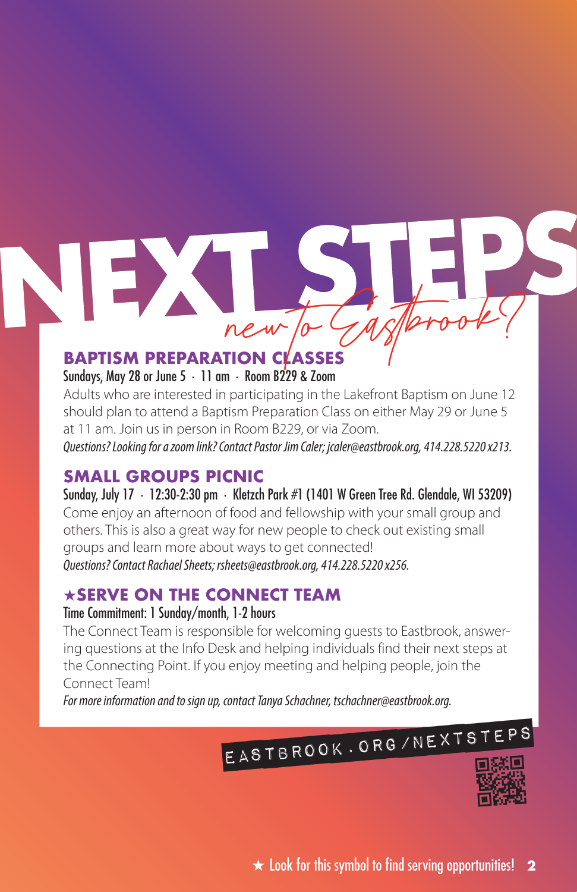# NEXT STEPS

*new to Eastbrook?*

## BAPTISM PREPARATION CLASSES

Sundays, May 28 or June 5 · 11 am · Room B229 & Zoom

Adults who are interested in participating in the Lakefront Baptism on June 12 should plan to attend a Baptism Preparation Class on either May 29 or June 5 at 11 am. Join us in person in Room B229, or via Zoom.

*Questions? Looking for a zoom link? Contact Pastor Jim Caler; jcaler@eastbrook.org, 414.228.5220 x213.*

## SMALL GROUPS PICNIC

Sunday, July 17 · 12:30-2:30 pm · Kletzch Park #1 (1401 W Green Tree Rd. Glendale, WI 53209)

Come enjoy an afternoon of food and fellowship with your small group and others. This is also a great way for new people to check out existing small groups and learn more about ways to get connected!

*Questions? Contact Rachael Sheets; rsheets@eastbrook.org, 414.228.5220 x256.*

## ★SERVE ON THE CONNECT TEAM

Time Commitment: 1 Sunday/month, 1-2 hours

The Connect Team is responsible for welcoming guests to Eastbrook, answering questions at the Info Desk and helping individuals find their next steps at the Connecting Point. If you enjoy meeting and helping people, join the Connect Team!

*For more information and to sign up, contact Tanya Schachner, tschachner@eastbrook.org.*

EASTBROOK.ORG/NEXTSTEPS

★ Look for this symbol to find serving opportunities!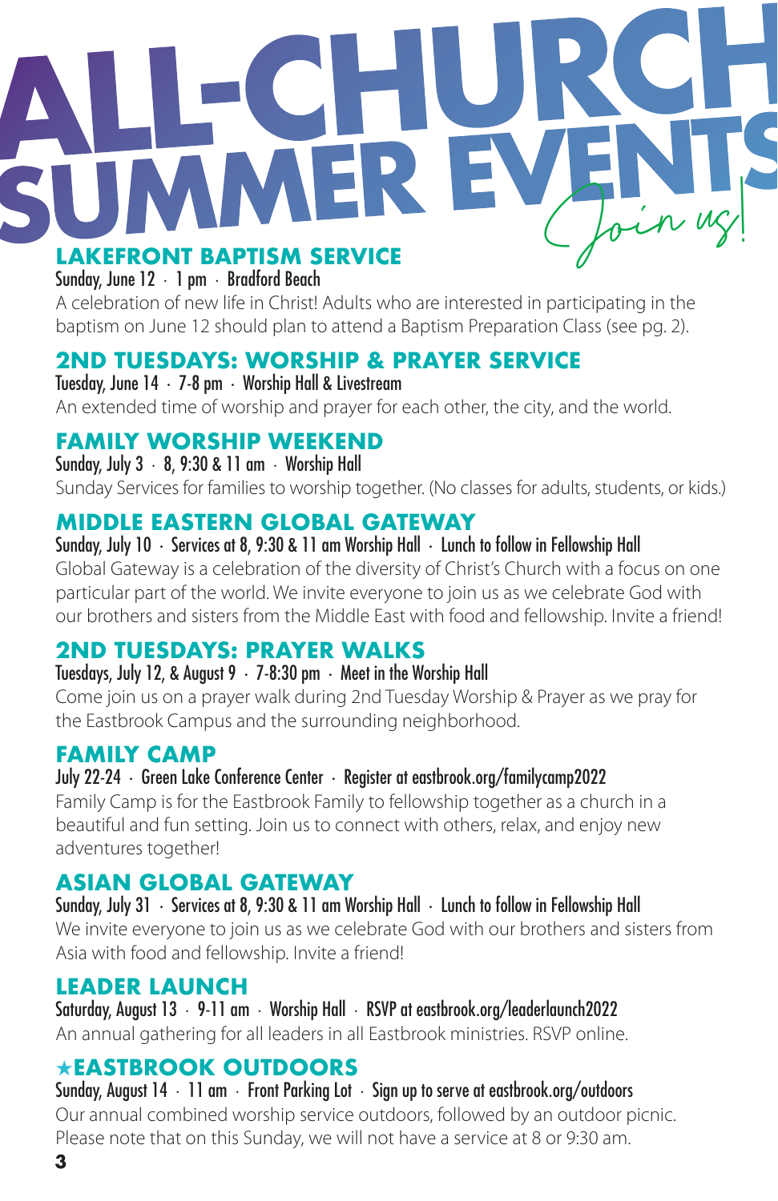# ALL-CHURCH SUMMER EVENTS

*Join us!*

## LAKEFRONT BAPTISM SERVICE

Sunday, June 12 · 1 pm · Bradford Beach

A celebration of new life in Christ! Adults who are interested in participating in the baptism on June 12 should plan to attend a Baptism Preparation Class (see pg. 2).

## 2ND TUESDAYS: WORSHIP & PRAYER SERVICE

Tuesday, June 14 · 7-8 pm · Worship Hall & Livestream

An extended time of worship and prayer for each other, the city, and the world.

## FAMILY WORSHIP WEEKEND

Sunday, July 3 · 8, 9:30 & 11 am · Worship Hall

Sunday Services for families to worship together. (No classes for adults, students, or kids.)

## MIDDLE EASTERN GLOBAL GATEWAY

Sunday, July 10 · Services at 8, 9:30 & 11 am Worship Hall · Lunch to follow in Fellowship Hall

Global Gateway is a celebration of the diversity of Christ's Church with a focus on one particular part of the world. We invite everyone to join us as we celebrate God with our brothers and sisters from the Middle East with food and fellowship. Invite a friend!

## 2ND TUESDAYS: PRAYER WALKS

Tuesdays, July 12, & August 9 · 7-8:30 pm · Meet in the Worship Hall

Come join us on a prayer walk during 2nd Tuesday Worship & Prayer as we pray for the Eastbrook Campus and the surrounding neighborhood.

## FAMILY CAMP

July 22-24 · Green Lake Conference Center · Register at eastbrook.org/familycamp2022

Family Camp is for the Eastbrook Family to fellowship together as a church in a beautiful and fun setting. Join us to connect with others, relax, and enjoy new adventures together!

## ASIAN GLOBAL GATEWAY

Sunday, July 31 · Services at 8, 9:30 & 11 am Worship Hall · Lunch to follow in Fellowship Hall

We invite everyone to join us as we celebrate God with our brothers and sisters from Asia with food and fellowship. Invite a friend!

## LEADER LAUNCH

Saturday, August 13 · 9-11 am · Worship Hall · RSVP at eastbrook.org/leaderlaunch2022

An annual gathering for all leaders in all Eastbrook ministries. RSVP online.

## ★EASTBROOK OUTDOORS

Sunday, August 14 · 11 am · Front Parking Lot · Sign up to serve at eastbrook.org/outdoors

Our annual combined worship service outdoors, followed by an outdoor picnic. Please note that on this Sunday, we will not have a service at 8 or 9:30 am.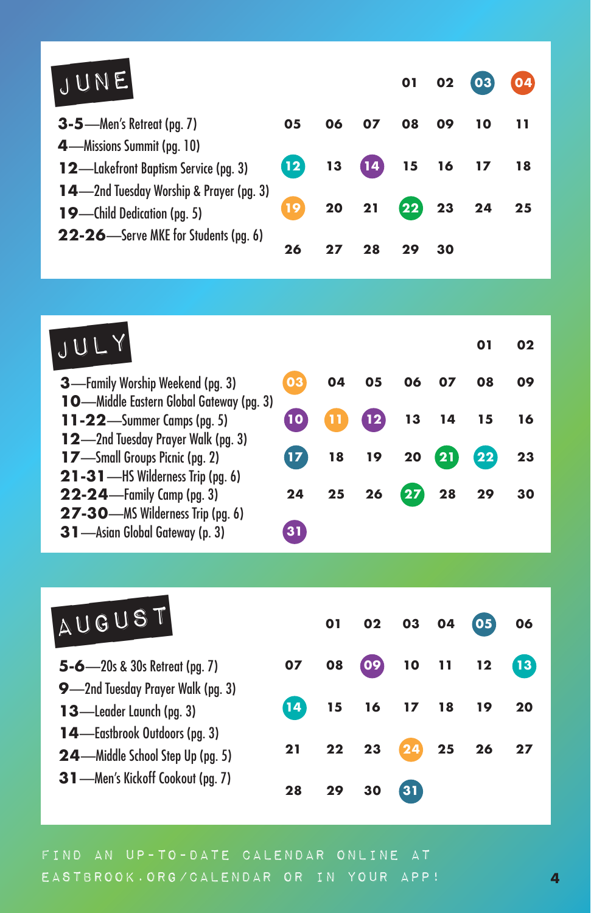## JUNE

**3-5**—Men's Retreat (pg. 7)
**4**—Missions Summit (pg. 10)
**12**—Lakefront Baptism Service (pg. 3)
**14**—2nd Tuesday Worship & Prayer (pg. 3)
**19**—Child Dedication (pg. 5)
**22-26**—Serve MKE for Students (pg. 6)

| | | | | | | |
|---|---|---|---|---|---|---|
| | | | 01 | 02 | 03 | 04 |
| 05 | 06 | 07 | 08 | 09 | 10 | 11 |
| 12 | 13 | 14 | 15 | 16 | 17 | 18 |
| 19 | 20 | 21 | 22 | 23 | 24 | 25 |
| 26 | 27 | 28 | 29 | 30 | | |

## JULY

**3**—Family Worship Weekend (pg. 3)
**10**—Middle Eastern Global Gateway (pg. 3)
**11-22**—Summer Camps (pg. 5)
**12**—2nd Tuesday Prayer Walk (pg. 3)
**17**—Small Groups Picnic (pg. 2)
**21-31**—HS Wilderness Trip (pg. 6)
**22-24**—Family Camp (pg. 3)
**27-30**—MS Wilderness Trip (pg. 6)
**31**—Asian Global Gateway (p. 3)

| | | | | | | |
|---|---|---|---|---|---|---|
| | | | | | 01 | 02 |
| 03 | 04 | 05 | 06 | 07 | 08 | 09 |
| 10 | 11 | 12 | 13 | 14 | 15 | 16 |
| 17 | 18 | 19 | 20 | 21 | 22 | 23 |
| 24 | 25 | 26 | 27 | 28 | 29 | 30 |
| 31 | | | | | | |

## AUGUST

**5-6**—20s & 30s Retreat (pg. 7)
**9**—2nd Tuesday Prayer Walk (pg. 3)
**13**—Leader Launch (pg. 3)
**14**—Eastbrook Outdoors (pg. 3)
**24**—Middle School Step Up (pg. 5)
**31**—Men's Kickoff Cookout (pg. 7)

| | | | | | | |
|---|---|---|---|---|---|---|
| | 01 | 02 | 03 | 04 | 05 | 06 |
| 07 | 08 | 09 | 10 | 11 | 12 | 13 |
| 14 | 15 | 16 | 17 | 18 | 19 | 20 |
| 21 | 22 | 23 | 24 | 25 | 26 | 27 |
| 28 | 29 | 30 | 31 | | | |

FIND AN UP-TO-DATE CALENDAR ONLINE AT EASTBROOK.ORG/CALENDAR OR IN YOUR APP!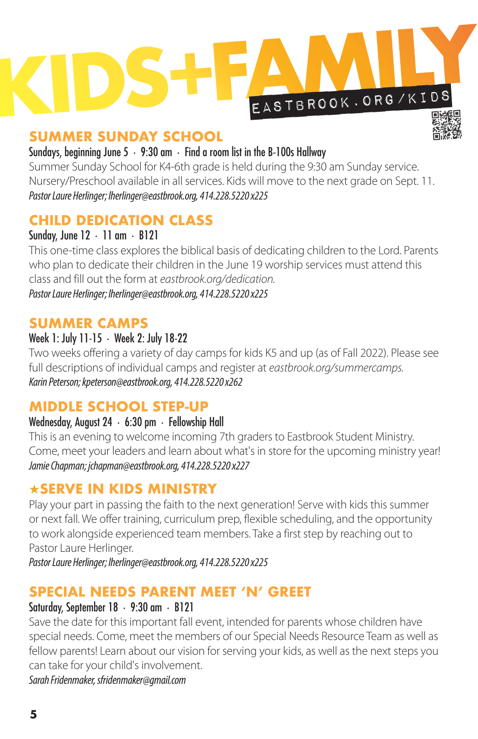# KIDS+FAMILY

EASTBROOK.ORG/KIDS

## SUMMER SUNDAY SCHOOL

Sundays, beginning June 5 · 9:30 am · Find a room list in the B-100s Hallway

Summer Sunday School for K4-6th grade is held during the 9:30 am Sunday service. Nursery/Preschool available in all services. Kids will move to the next grade on Sept. 11.

*Pastor Laure Herlinger; lherlinger@eastbrook.org, 414.228.5220 x225*

## CHILD DEDICATION CLASS

Sunday, June 12 · 11 am · B121

This one-time class explores the biblical basis of dedicating children to the Lord. Parents who plan to dedicate their children in the June 19 worship services must attend this class and fill out the form at *eastbrook.org/dedication.*

*Pastor Laure Herlinger; lherlinger@eastbrook.org, 414.228.5220 x225*

## SUMMER CAMPS

Week 1: July 11-15 · Week 2: July 18-22

Two weeks offering a variety of day camps for kids K5 and up (as of Fall 2022). Please see full descriptions of individual camps and register at *eastbrook.org/summercamps.*

*Karin Peterson; kpeterson@eastbrook.org, 414.228.5220 x262*

## MIDDLE SCHOOL STEP-UP

Wednesday, August 24 · 6:30 pm · Fellowship Hall

This is an evening to welcome incoming 7th graders to Eastbrook Student Ministry. Come, meet your leaders and learn about what's in store for the upcoming ministry year!

*Jamie Chapman; jchapman@eastbrook.org, 414.228.5220 x227*

## ★SERVE IN KIDS MINISTRY

Play your part in passing the faith to the next generation! Serve with kids this summer or next fall. We offer training, curriculum prep, flexible scheduling, and the opportunity to work alongside experienced team members. Take a first step by reaching out to Pastor Laure Herlinger.

*Pastor Laure Herlinger; lherlinger@eastbrook.org, 414.228.5220 x225*

## SPECIAL NEEDS PARENT MEET 'N' GREET

Saturday, September 18 · 9:30 am · B121

Save the date for this important fall event, intended for parents whose children have special needs. Come, meet the members of our Special Needs Resource Team as well as fellow parents! Learn about our vision for serving your kids, as well as the next steps you can take for your child's involvement.

*Sarah Fridenmaker, sfridenmaker@gmail.com*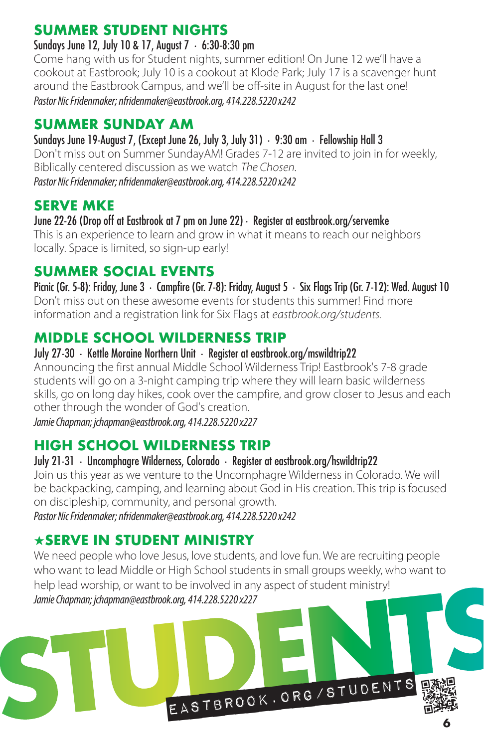## SUMMER STUDENT NIGHTS

Sundays June 12, July 10 & 17, August 7 · 6:30-8:30 pm

Come hang with us for Student nights, summer edition! On June 12 we'll have a cookout at Eastbrook; July 10 is a cookout at Klode Park; July 17 is a scavenger hunt around the Eastbrook Campus, and we'll be off-site in August for the last one!

*Pastor Nic Fridenmaker; nfridenmaker@eastbrook.org, 414.228.5220 x242*

## SUMMER SUNDAY AM

Sundays June 19-August 7, (Except June 26, July 3, July 31) · 9:30 am · Fellowship Hall 3

Don't miss out on Summer SundayAM! Grades 7-12 are invited to join in for weekly, Biblically centered discussion as we watch *The Chosen*.

*Pastor Nic Fridenmaker; nfridenmaker@eastbrook.org, 414.228.5220 x242*

## SERVE MKE

June 22-26 (Drop off at Eastbrook at 7 pm on June 22) · Register at eastbrook.org/servemke

This is an experience to learn and grow in what it means to reach our neighbors locally. Space is limited, so sign-up early!

## SUMMER SOCIAL EVENTS

Picnic (Gr. 5-8): Friday, June 3 · Campfire (Gr. 7-8): Friday, August 5 · Six Flags Trip (Gr. 7-12): Wed. August 10

Don't miss out on these awesome events for students this summer! Find more information and a registration link for Six Flags at *eastbrook.org/students*.

## MIDDLE SCHOOL WILDERNESS TRIP

July 27-30 · Kettle Moraine Northern Unit · Register at eastbrook.org/mswildtrip22

Announcing the first annual Middle School Wilderness Trip! Eastbrook's 7-8 grade students will go on a 3-night camping trip where they will learn basic wilderness skills, go on long day hikes, cook over the campfire, and grow closer to Jesus and each other through the wonder of God's creation.

*Jamie Chapman; jchapman@eastbrook.org, 414.228.5220 x227*

## HIGH SCHOOL WILDERNESS TRIP

July 21-31 · Uncomphagre Wilderness, Colorado · Register at eastbrook.org/hswildtrip22

Join us this year as we venture to the Uncomphagre Wilderness in Colorado. We will be backpacking, camping, and learning about God in His creation. This trip is focused on discipleship, community, and personal growth.

*Pastor Nic Fridenmaker; nfridenmaker@eastbrook.org, 414.228.5220 x242*

## ★SERVE IN STUDENT MINISTRY

We need people who love Jesus, love students, and love fun. We are recruiting people who want to lead Middle or High School students in small groups weekly, who want to help lead worship, or want to be involved in any aspect of student ministry!

*Jamie Chapman; jchapman@eastbrook.org, 414.228.5220 x227*

STUDENTS

EASTBROOK.ORG/STUDENTS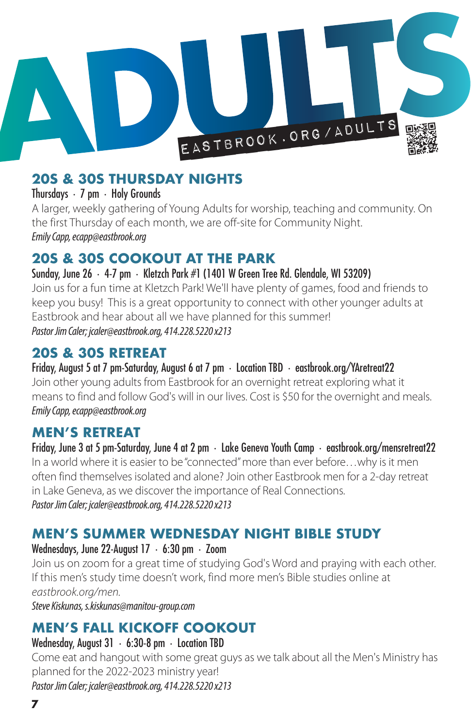# ADULTS

EASTBROOK.ORG/ADULTS

## 20S & 30S THURSDAY NIGHTS

Thursdays · 7 pm · Holy Grounds

A larger, weekly gathering of Young Adults for worship, teaching and community. On the first Thursday of each month, we are off-site for Community Night.

*Emily Capp, ecapp@eastbrook.org*

## 20S & 30S COOKOUT AT THE PARK

Sunday, June 26 · 4-7 pm · Kletzch Park #1 (1401 W Green Tree Rd. Glendale, WI 53209)

Join us for a fun time at Kletzch Park! We'll have plenty of games, food and friends to keep you busy! This is a great opportunity to connect with other younger adults at Eastbrook and hear about all we have planned for this summer!

*Pastor Jim Caler; jcaler@eastbrook.org, 414.228.5220 x213*

## 20S & 30S RETREAT

Friday, August 5 at 7 pm-Saturday, August 6 at 7 pm · Location TBD · eastbrook.org/YAretreat22

Join other young adults from Eastbrook for an overnight retreat exploring what it means to find and follow God's will in our lives. Cost is $50 for the overnight and meals.

*Emily Capp, ecapp@eastbrook.org*

## MEN'S RETREAT

Friday, June 3 at 5 pm-Saturday, June 4 at 2 pm · Lake Geneva Youth Camp · eastbrook.org/mensretreat22

In a world where it is easier to be "connected" more than ever before…why is it men often find themselves isolated and alone? Join other Eastbrook men for a 2-day retreat in Lake Geneva, as we discover the importance of Real Connections.

*Pastor Jim Caler; jcaler@eastbrook.org, 414.228.5220 x213*

## MEN'S SUMMER WEDNESDAY NIGHT BIBLE STUDY

Wednesdays, June 22-August 17 · 6:30 pm · Zoom

Join us on zoom for a great time of studying God's Word and praying with each other. If this men's study time doesn't work, find more men's Bible studies online at *eastbrook.org/men.*

*Steve Kiskunas, s.kiskunas@manitou-group.com*

## MEN'S FALL KICKOFF COOKOUT

Wednesday, August 31 · 6:30-8 pm · Location TBD

Come eat and hangout with some great guys as we talk about all the Men's Ministry has planned for the 2022-2023 ministry year!

*Pastor Jim Caler; jcaler@eastbrook.org, 414.228.5220 x213*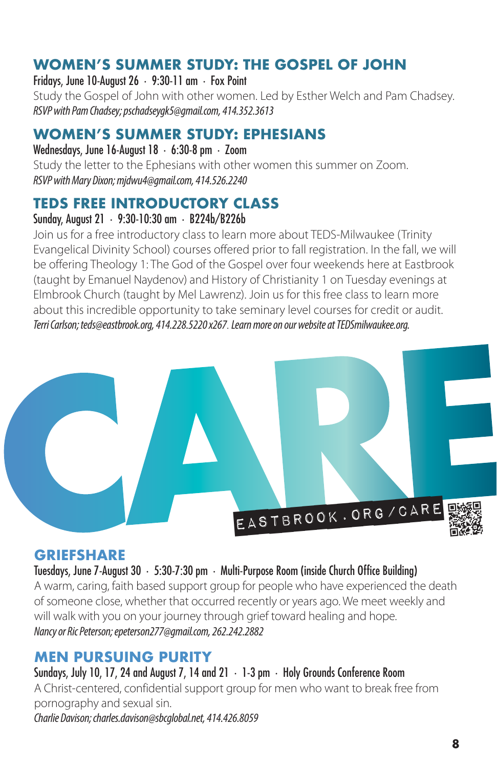## WOMEN'S SUMMER STUDY: THE GOSPEL OF JOHN

Fridays, June 10-August 26 · 9:30-11 am · Fox Point

Study the Gospel of John with other women. Led by Esther Welch and Pam Chadsey.

*RSVP with Pam Chadsey; pschadseygk5@gmail.com, 414.352.3613*

## WOMEN'S SUMMER STUDY: EPHESIANS

Wednesdays, June 16-August 18 · 6:30-8 pm · Zoom

Study the letter to the Ephesians with other women this summer on Zoom.

*RSVP with Mary Dixon; mjdwu4@gmail.com, 414.526.2240*

## TEDS FREE INTRODUCTORY CLASS

Sunday, August 21 · 9:30-10:30 am · B224b/B226b

Join us for a free introductory class to learn more about TEDS-Milwaukee (Trinity Evangelical Divinity School) courses offered prior to fall registration. In the fall, we will be offering Theology 1: The God of the Gospel over four weekends here at Eastbrook (taught by Emanuel Naydenov) and History of Christianity 1 on Tuesday evenings at Elmbrook Church (taught by Mel Lawrenz). Join us for this free class to learn more about this incredible opportunity to take seminary level courses for credit or audit.

*Terri Carlson; teds@eastbrook.org, 414.228.5220 x267. Learn more on our website at TEDSmilwaukee.org.*

# CARE

EASTBROOK.ORG/CARE

## GRIEFSHARE

Tuesdays, June 7-August 30 · 5:30-7:30 pm · Multi-Purpose Room (inside Church Office Building)

A warm, caring, faith based support group for people who have experienced the death of someone close, whether that occurred recently or years ago. We meet weekly and will walk with you on your journey through grief toward healing and hope.

*Nancy or Ric Peterson; epeterson277@gmail.com, 262.242.2882*

## MEN PURSUING PURITY

Sundays, July 10, 17, 24 and August 7, 14 and 21 · 1-3 pm · Holy Grounds Conference Room

A Christ-centered, confidential support group for men who want to break free from pornography and sexual sin.

*Charlie Davison; charles.davison@sbcglobal.net, 414.426.8059*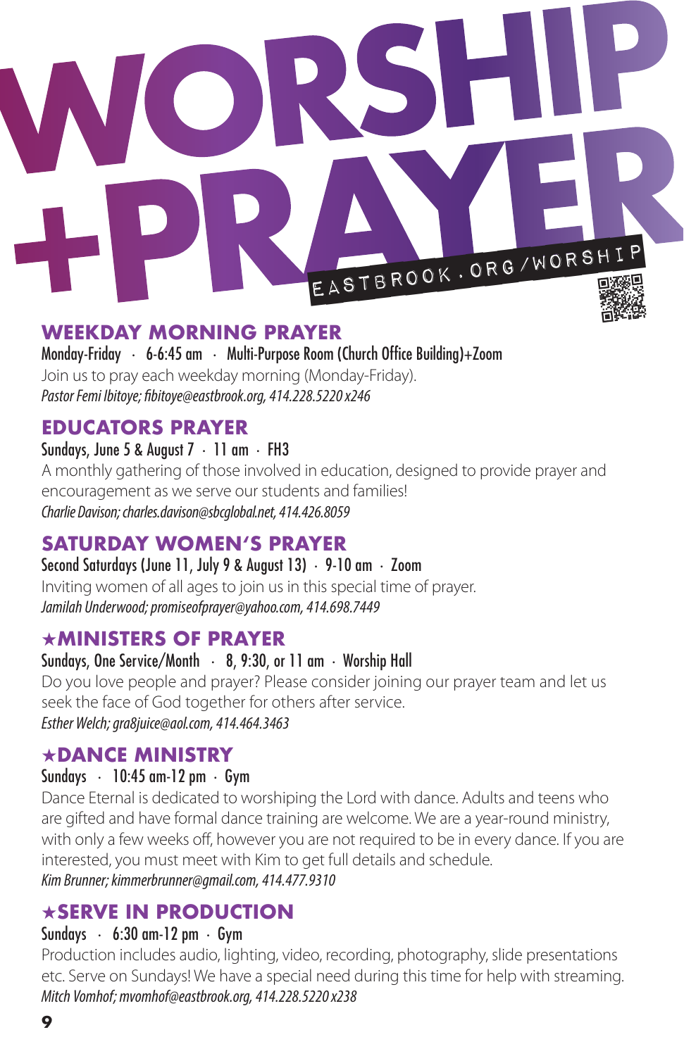# WORSHIP +PRAYER

EASTBROOK.ORG/WORSHIP

## WEEKDAY MORNING PRAYER

Monday-Friday · 6-6:45 am · Multi-Purpose Room (Church Office Building)+Zoom

Join us to pray each weekday morning (Monday-Friday).

*Pastor Femi Ibitoye; fibitoye@eastbrook.org, 414.228.5220 x246*

## EDUCATORS PRAYER

Sundays, June 5 & August 7 · 11 am · FH3

A monthly gathering of those involved in education, designed to provide prayer and encouragement as we serve our students and families!

*Charlie Davison; charles.davison@sbcglobal.net, 414.426.8059*

## SATURDAY WOMEN'S PRAYER

Second Saturdays (June 11, July 9 & August 13) · 9-10 am · Zoom

Inviting women of all ages to join us in this special time of prayer.

*Jamilah Underwood; promiseofprayer@yahoo.com, 414.698.7449*

## ★MINISTERS OF PRAYER

Sundays, One Service/Month · 8, 9:30, or 11 am · Worship Hall

Do you love people and prayer? Please consider joining our prayer team and let us seek the face of God together for others after service.

*Esther Welch; gra8juice@aol.com, 414.464.3463*

## ★DANCE MINISTRY

Sundays · 10:45 am-12 pm · Gym

Dance Eternal is dedicated to worshiping the Lord with dance. Adults and teens who are gifted and have formal dance training are welcome. We are a year-round ministry, with only a few weeks off, however you are not required to be in every dance. If you are interested, you must meet with Kim to get full details and schedule.

*Kim Brunner; kimmerbrunner@gmail.com, 414.477.9310*

## ★SERVE IN PRODUCTION

Sundays · 6:30 am-12 pm · Gym

Production includes audio, lighting, video, recording, photography, slide presentations etc. Serve on Sundays! We have a special need during this time for help with streaming.

*Mitch Vomhof; mvomhof@eastbrook.org, 414.228.5220 x238*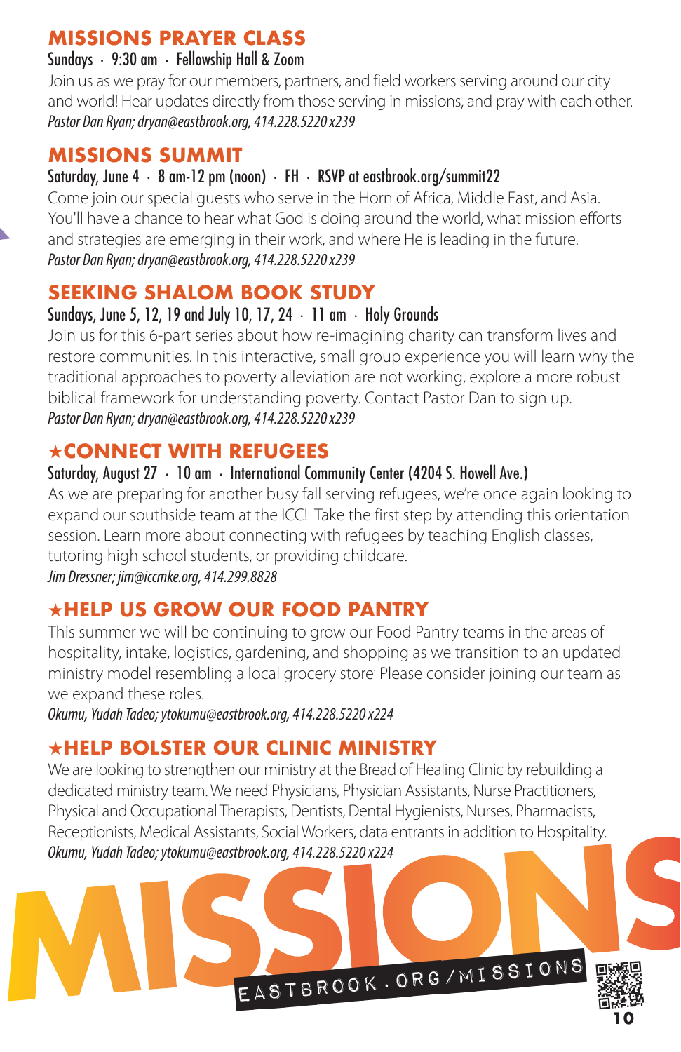## MISSIONS PRAYER CLASS

Sundays · 9:30 am · Fellowship Hall & Zoom

Join us as we pray for our members, partners, and field workers serving around our city and world! Hear updates directly from those serving in missions, and pray with each other.

*Pastor Dan Ryan; dryan@eastbrook.org, 414.228.5220 x239*

## MISSIONS SUMMIT

Saturday, June 4 · 8 am-12 pm (noon) · FH · RSVP at eastbrook.org/summit22

Come join our special guests who serve in the Horn of Africa, Middle East, and Asia. You'll have a chance to hear what God is doing around the world, what mission efforts and strategies are emerging in their work, and where He is leading in the future.

*Pastor Dan Ryan; dryan@eastbrook.org, 414.228.5220 x239*

## SEEKING SHALOM BOOK STUDY

Sundays, June 5, 12, 19 and July 10, 17, 24 · 11 am · Holy Grounds

Join us for this 6-part series about how re-imagining charity can transform lives and restore communities. In this interactive, small group experience you will learn why the traditional approaches to poverty alleviation are not working, explore a more robust biblical framework for understanding poverty. Contact Pastor Dan to sign up.

*Pastor Dan Ryan; dryan@eastbrook.org, 414.228.5220 x239*

## ★CONNECT WITH REFUGEES

Saturday, August 27 · 10 am · International Community Center (4204 S. Howell Ave.)

As we are preparing for another busy fall serving refugees, we're once again looking to expand our southside team at the ICC! Take the first step by attending this orientation session. Learn more about connecting with refugees by teaching English classes, tutoring high school students, or providing childcare.

*Jim Dressner; jim@iccmke.org, 414.299.8828*

## ★HELP US GROW OUR FOOD PANTRY

This summer we will be continuing to grow our Food Pantry teams in the areas of hospitality, intake, logistics, gardening, and shopping as we transition to an updated ministry model resembling a local grocery store. Please consider joining our team as we expand these roles.

*Okumu, Yudah Tadeo; ytokumu@eastbrook.org, 414.228.5220 x224*

## ★HELP BOLSTER OUR CLINIC MINISTRY

We are looking to strengthen our ministry at the Bread of Healing Clinic by rebuilding a dedicated ministry team. We need Physicians, Physician Assistants, Nurse Practitioners, Physical and Occupational Therapists, Dentists, Dental Hygienists, Nurses, Pharmacists, Receptionists, Medical Assistants, Social Workers, data entrants in addition to Hospitality.

*Okumu, Yudah Tadeo; ytokumu@eastbrook.org, 414.228.5220 x224*

# MISSIONS

EASTBROOK.ORG/MISSIONS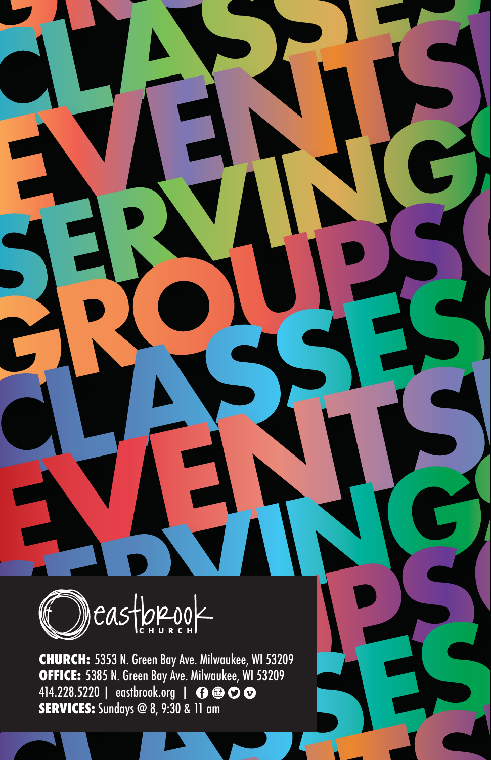CLASSES EVENTS SERVING GROUPS CLASSES EVENTS SERVING

eastbrook CHURCH

**CHURCH:** 5353 N. Green Bay Ave. Milwaukee, WI 53209
**OFFICE:** 5385 N. Green Bay Ave. Milwaukee, WI 53209
414.228.5220 | eastbrook.org |
**SERVICES:** Sundays @ 8, 9:30 & 11 am